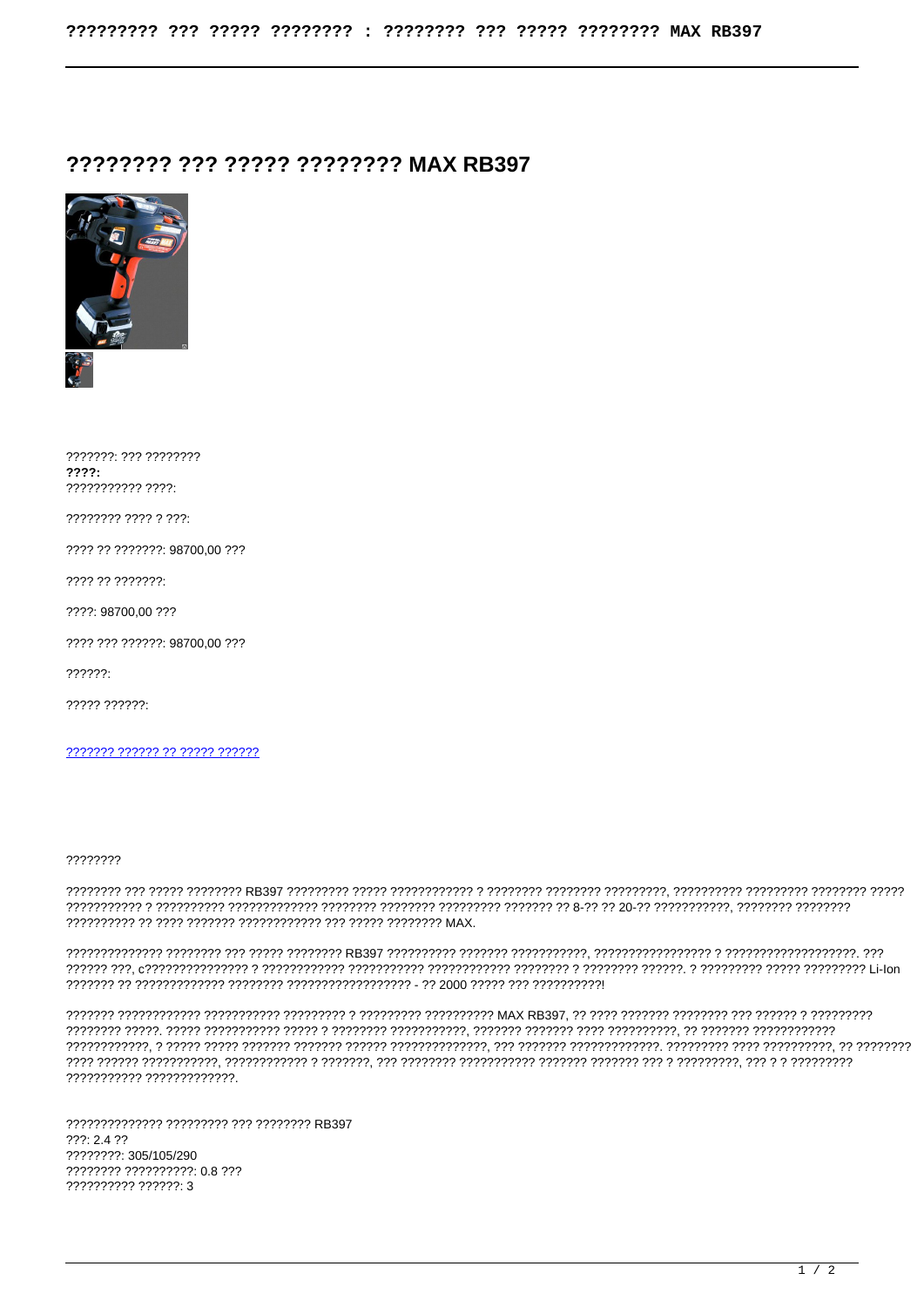# ???????? ??? ????? ???????? MAX RB397

???????: ??? ????????
**????:**
??????????? ????:

???????? ???? ? ???:

???? ?? ???????: 98700,00 ???

???? ?? ???????:

????: 98700,00 ???

???? ??? ??????: 98700,00 ???

??????:

????? ??????:

??????? ?????? ?? ????? ??????

????????

???????? ??? ????? ???????? RB397 ????????? ????? ???????????? ? ???????? ???????? ?????????, ?????????? ????????? ???????? ????? ??????????? ? ?????????? ????????????? ???????? ???????? ????????? ??????? ?? 8-?? ?? 20-?? ???????????, ???????? ???????? ?????????? ?? ???? ??????? ???????????? ??? ????? ???????? MAX.

?????????????? ???????? ??? ????? ???????? RB397 ?????????? ??????? ???????????, ????????????????? ? ???????????????????. ??? ?????? ???, c??????????????? ? ???????????? ??????????? ???????????? ???????? ? ???????? ??????. ? ????????? ????? ????????? Li-Ion ??????? ?? ????????????? ???????? ?????????????????? - ?? 2000 ????? ??? ??????????!

??????? ??????????? ??????????? ????????? ? ????????? ?????????? MAX RB397, ?? ???? ??????? ???????? ??? ?????? ? ????????? ???????? ?????. ????? ??????????? ????? ? ???????? ???????????, ??????? ??????? ???? ??????????, ?? ??????? ???????????? ????????????, ? ????? ????? ??????? ??????? ?????? ??????????????, ??? ??????? ?????????????. ????????? ???? ??????????, ?? ???????? ???? ?????? ???????????, ???????????? ? ???????, ??? ???????? ??????????? ??????? ??????? ??? ? ?????????, ??? ? ? ????????? ??????????? ?????????????.

?????????????? ????????? ??? ???????? RB397
???: 2.4 ??
????????: 305/105/290
???????? ??????????: 0.8 ???
?????????? ??????: 3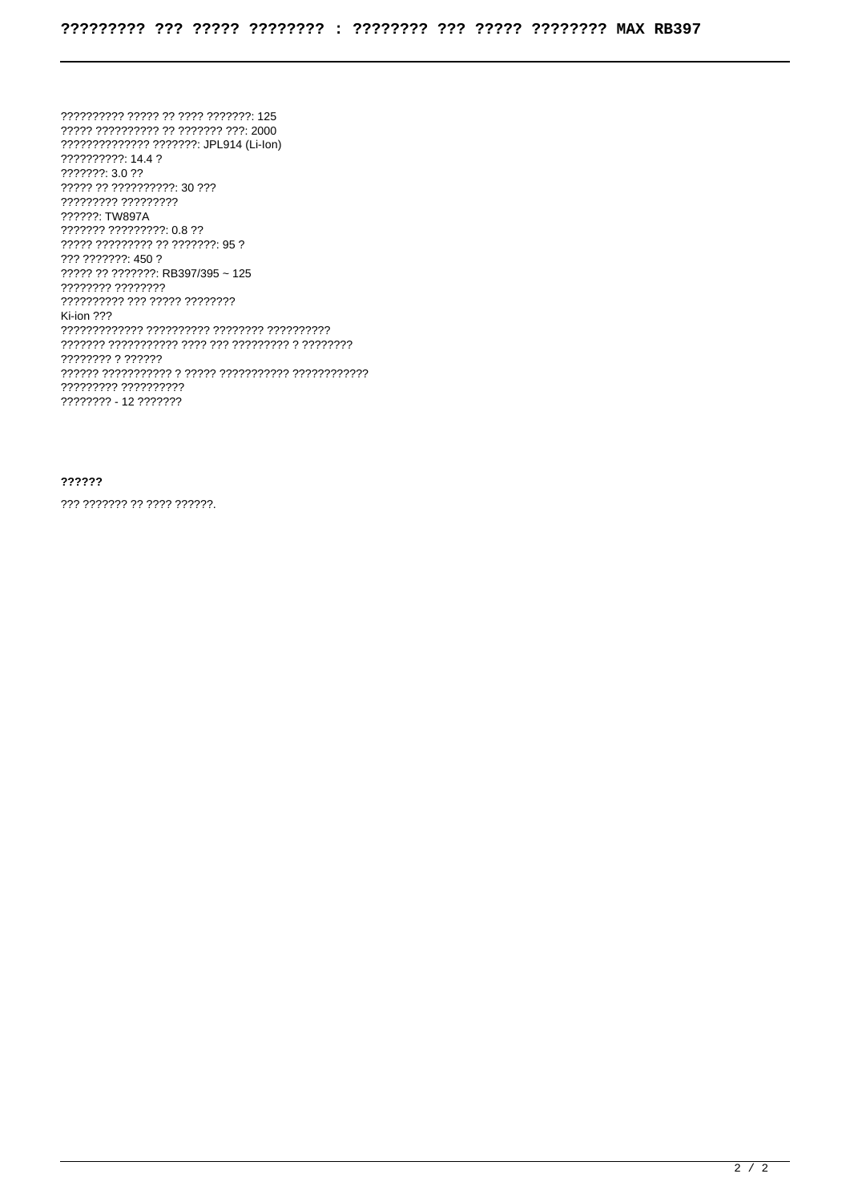?????????? ????? ?? ???? ???????: 125
????? ?????????? ?? ??????? ???: 2000
?????????????? ???????: JPL914 (Li-Ion)
??????????: 14.4 ?
???????: 3.0 ??
????? ?? ??????????: 30 ???
????????? ?????????
??????: TW897A
??????? ?????????: 0.8 ??
????? ????????? ?? ???????: 95 ?
??? ???????: 450 ?
????? ?? ???????: RB397/395 ~ 125
???????? ????????
?????????? ??? ????? ????????
Ki-ion ???
????????????? ?????????? ???????? ??????????
??????? ??????????? ???? ??? ????????? ? ????????
???????? ? ??????
?????? ??????????? ? ????? ??????????? ????????????
????????? ??????????
???????? - 12 ???????

**??????**

??? ??????? ?? ???? ??????.